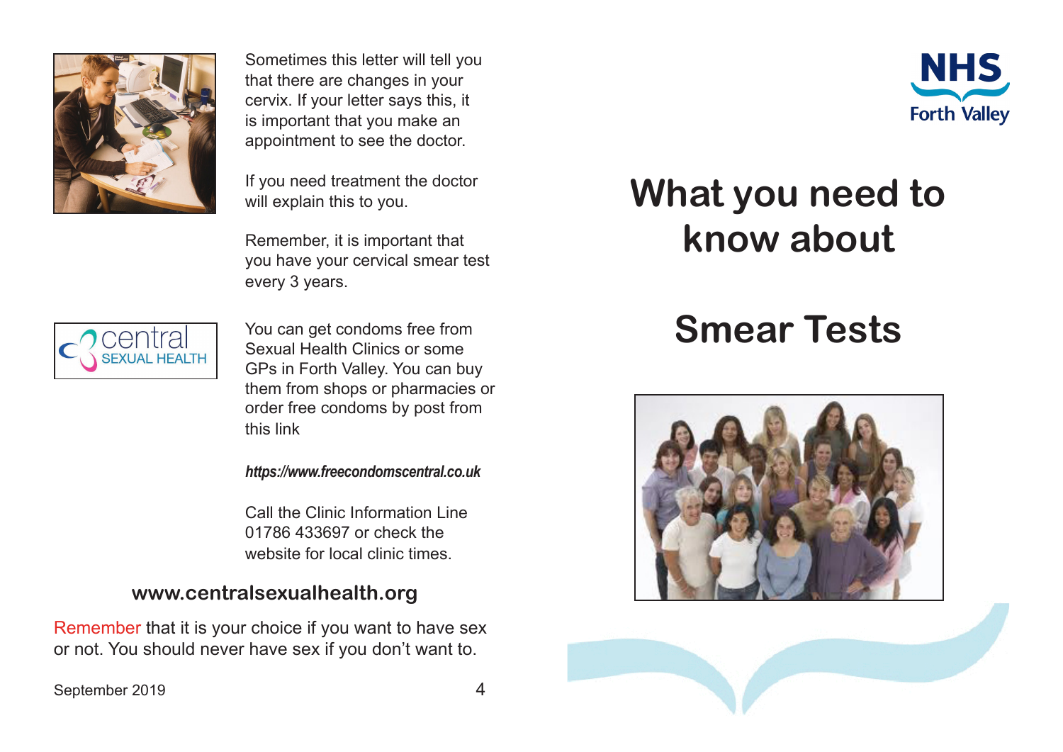Sometimes this letter will tell you that there are changes in your cervix. If your letter says this, it is important that you make an appointment to see the doctor.

If you need treatment the doctor will explain this to you.

Remember, it is important that you have your cervical smear test every 3 years.

central SEXUAL HEALTH

You can get condoms free from Sexual Health Clinics or some GPs in Forth Valley. You can buy them from shops or pharmacies or order free condoms by post from this link

*https://www.freecondomscentral.co.uk*

Call the Clinic Information Line 01786 433697 or check the website for local clinic times.

**www.centralsexualhealth.org**

Remember that it is your choice if you want to have sex or not. You should never have sex if you don't want to.

September 2019

NHS Forth Valley

# What you need to know about

# Smear Tests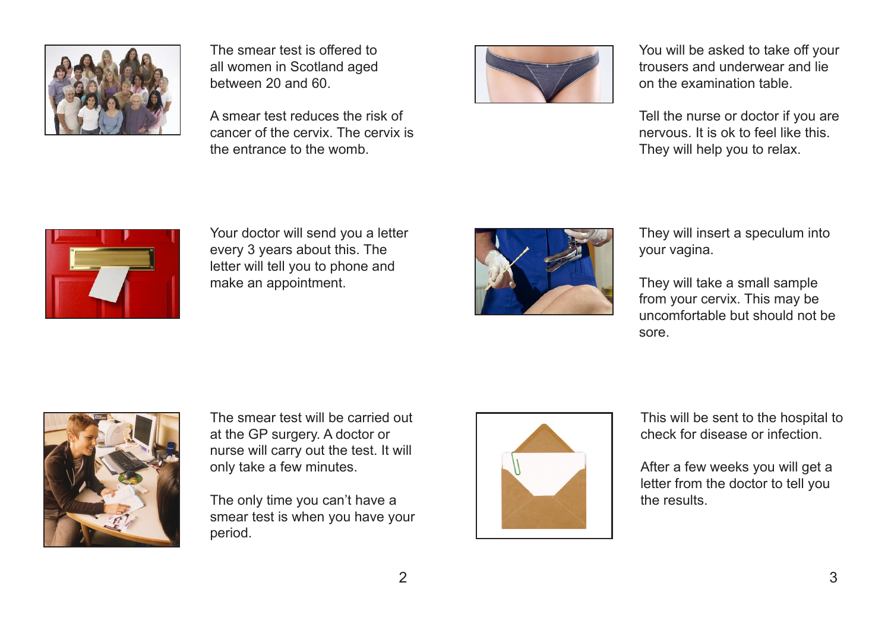The smear test is offered to all women in Scotland aged between 20 and 60.

A smear test reduces the risk of cancer of the cervix. The cervix is the entrance to the womb.

Your doctor will send you a letter every 3 years about this. The letter will tell you to phone and make an appointment.

The smear test will be carried out at the GP surgery. A doctor or nurse will carry out the test. It will only take a few minutes.

The only time you can't have a smear test is when you have your period.

You will be asked to take off your trousers and underwear and lie on the examination table.

Tell the nurse or doctor if you are nervous. It is ok to feel like this. They will help you to relax.

They will insert a speculum into your vagina.

They will take a small sample from your cervix. This may be uncomfortable but should not be sore.

This will be sent to the hospital to check for disease or infection.

After a few weeks you will get a letter from the doctor to tell you the results.